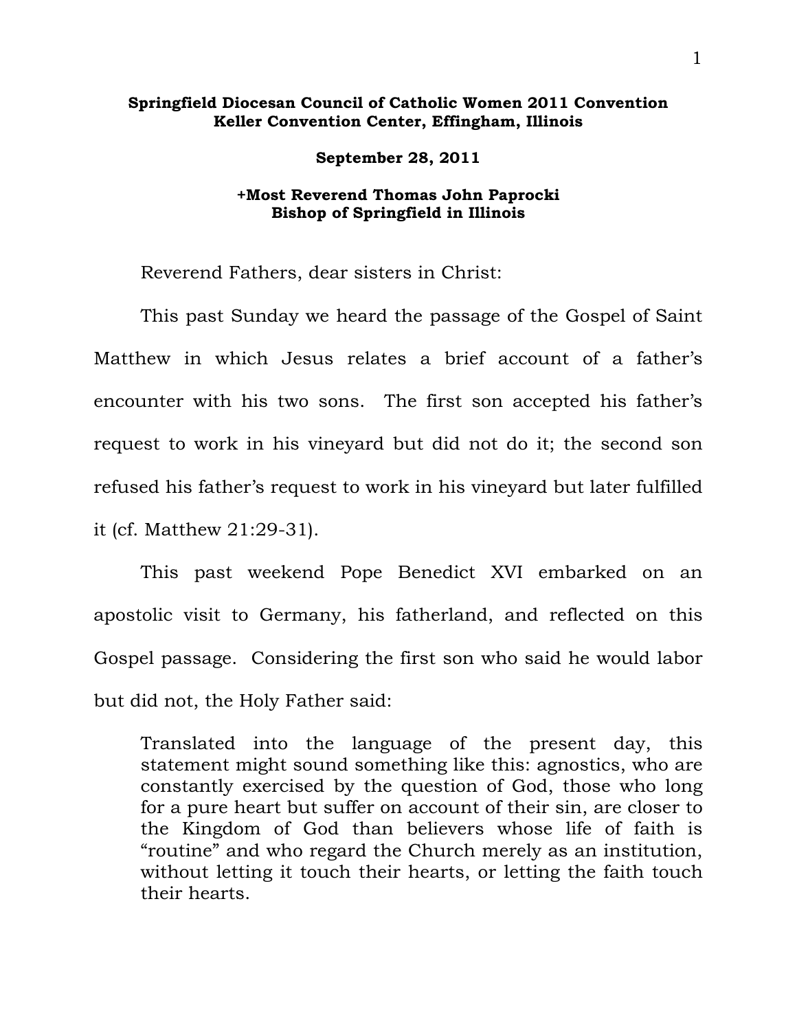**Springfield Diocesan Council of Catholic Women 2011 Convention**
**Keller Convention Center, Effingham, Illinois**

**September 28, 2011**

**+Most Reverend Thomas John Paprocki**
**Bishop of Springfield in Illinois**

Reverend Fathers, dear sisters in Christ:

This past Sunday we heard the passage of the Gospel of Saint Matthew in which Jesus relates a brief account of a father's encounter with his two sons. The first son accepted his father's request to work in his vineyard but did not do it; the second son refused his father's request to work in his vineyard but later fulfilled it (cf. Matthew 21:29-31).

This past weekend Pope Benedict XVI embarked on an apostolic visit to Germany, his fatherland, and reflected on this Gospel passage. Considering the first son who said he would labor but did not, the Holy Father said:

> Translated into the language of the present day, this statement might sound something like this: agnostics, who are constantly exercised by the question of God, those who long for a pure heart but suffer on account of their sin, are closer to the Kingdom of God than believers whose life of faith is "routine" and who regard the Church merely as an institution, without letting it touch their hearts, or letting the faith touch their hearts.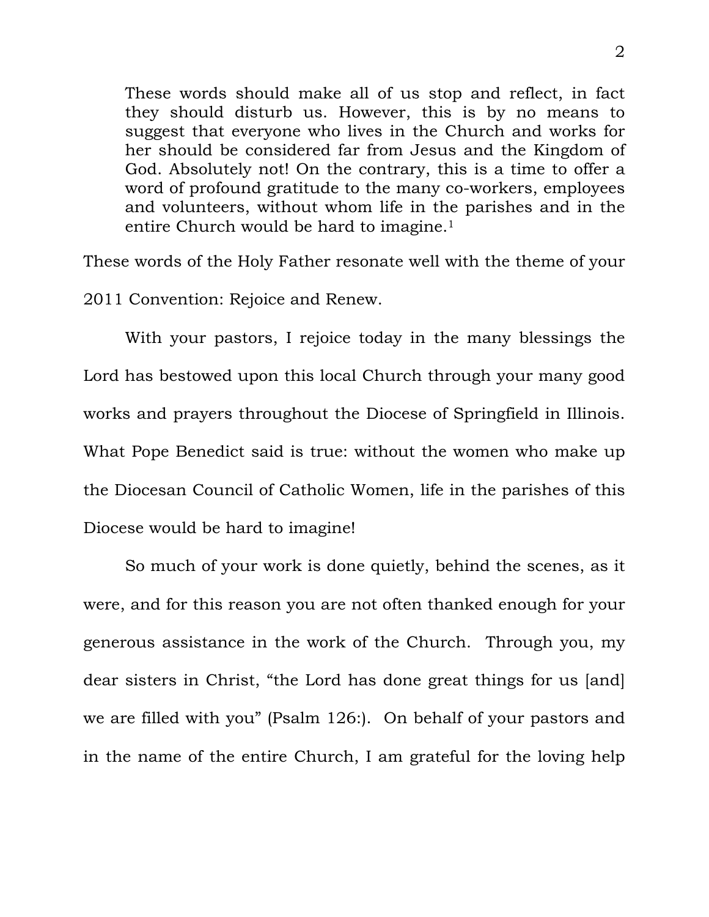> These words should make all of us stop and reflect, in fact they should disturb us. However, this is by no means to suggest that everyone who lives in the Church and works for her should be considered far from Jesus and the Kingdom of God. Absolutely not! On the contrary, this is a time to offer a word of profound gratitude to the many co-workers, employees and volunteers, without whom life in the parishes and in the entire Church would be hard to imagine.[1]

These words of the Holy Father resonate well with the theme of your 2011 Convention: Rejoice and Renew.

With your pastors, I rejoice today in the many blessings the Lord has bestowed upon this local Church through your many good works and prayers throughout the Diocese of Springfield in Illinois. What Pope Benedict said is true: without the women who make up the Diocesan Council of Catholic Women, life in the parishes of this Diocese would be hard to imagine!

So much of your work is done quietly, behind the scenes, as it were, and for this reason you are not often thanked enough for your generous assistance in the work of the Church. Through you, my dear sisters in Christ, "the Lord has done great things for us [and] we are filled with you" (Psalm 126:). On behalf of your pastors and in the name of the entire Church, I am grateful for the loving help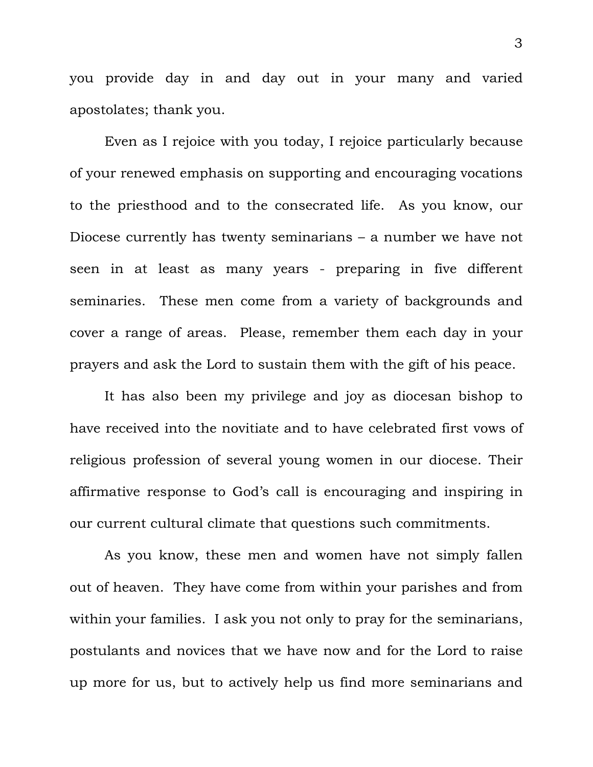you provide day in and day out in your many and varied apostolates; thank you.

Even as I rejoice with you today, I rejoice particularly because of your renewed emphasis on supporting and encouraging vocations to the priesthood and to the consecrated life. As you know, our Diocese currently has twenty seminarians – a number we have not seen in at least as many years - preparing in five different seminaries. These men come from a variety of backgrounds and cover a range of areas. Please, remember them each day in your prayers and ask the Lord to sustain them with the gift of his peace.

It has also been my privilege and joy as diocesan bishop to have received into the novitiate and to have celebrated first vows of religious profession of several young women in our diocese. Their affirmative response to God's call is encouraging and inspiring in our current cultural climate that questions such commitments.

As you know, these men and women have not simply fallen out of heaven. They have come from within your parishes and from within your families. I ask you not only to pray for the seminarians, postulants and novices that we have now and for the Lord to raise up more for us, but to actively help us find more seminarians and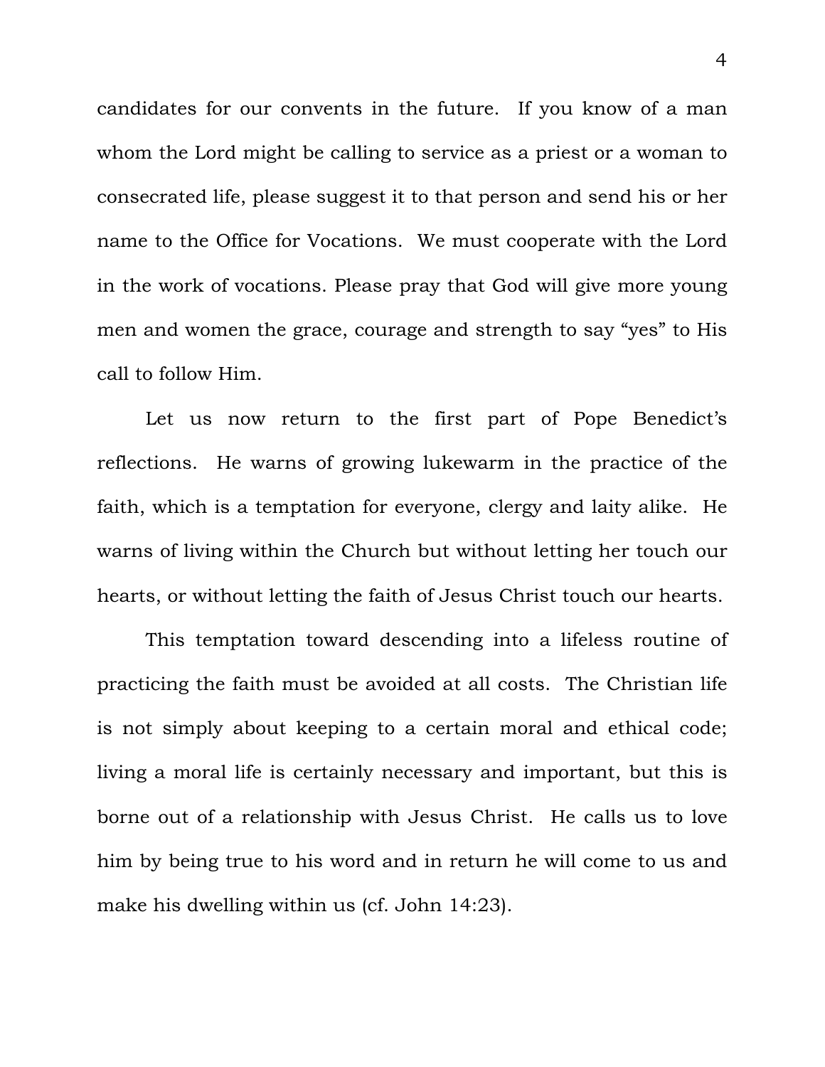candidates for our convents in the future. If you know of a man whom the Lord might be calling to service as a priest or a woman to consecrated life, please suggest it to that person and send his or her name to the Office for Vocations. We must cooperate with the Lord in the work of vocations. Please pray that God will give more young men and women the grace, courage and strength to say "yes" to His call to follow Him.

Let us now return to the first part of Pope Benedict's reflections. He warns of growing lukewarm in the practice of the faith, which is a temptation for everyone, clergy and laity alike. He warns of living within the Church but without letting her touch our hearts, or without letting the faith of Jesus Christ touch our hearts.

This temptation toward descending into a lifeless routine of practicing the faith must be avoided at all costs. The Christian life is not simply about keeping to a certain moral and ethical code; living a moral life is certainly necessary and important, but this is borne out of a relationship with Jesus Christ. He calls us to love him by being true to his word and in return he will come to us and make his dwelling within us (cf. John 14:23).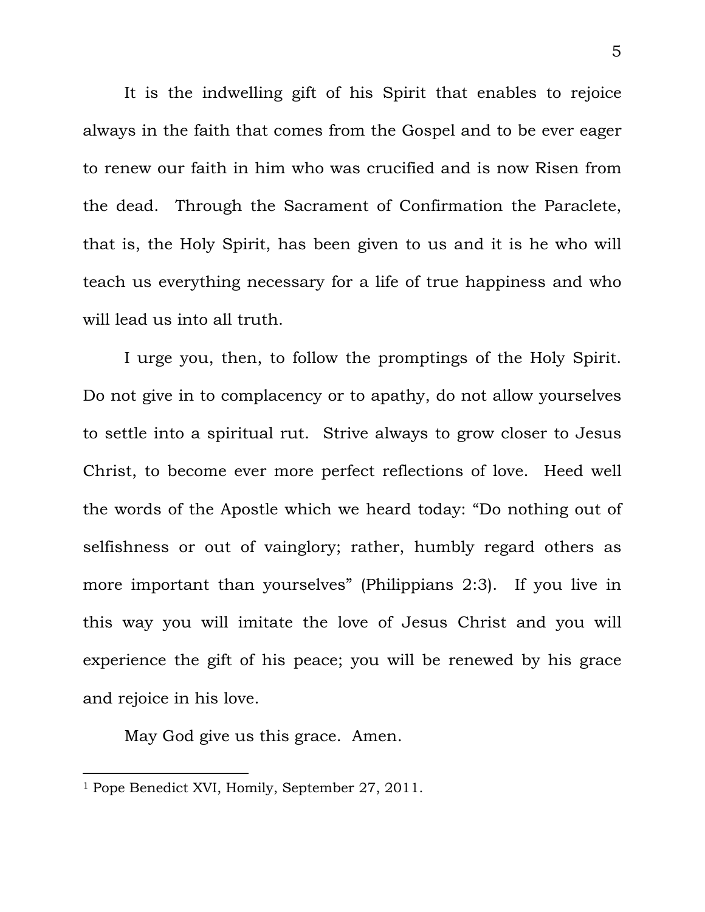It is the indwelling gift of his Spirit that enables to rejoice always in the faith that comes from the Gospel and to be ever eager to renew our faith in him who was crucified and is now Risen from the dead. Through the Sacrament of Confirmation the Paraclete, that is, the Holy Spirit, has been given to us and it is he who will teach us everything necessary for a life of true happiness and who will lead us into all truth.

I urge you, then, to follow the promptings of the Holy Spirit. Do not give in to complacency or to apathy, do not allow yourselves to settle into a spiritual rut. Strive always to grow closer to Jesus Christ, to become ever more perfect reflections of love. Heed well the words of the Apostle which we heard today: "Do nothing out of selfishness or out of vainglory; rather, humbly regard others as more important than yourselves" (Philippians 2:3). If you live in this way you will imitate the love of Jesus Christ and you will experience the gift of his peace; you will be renewed by his grace and rejoice in his love.

May God give us this grace. Amen.

---

[1] Pope Benedict XVI, Homily, September 27, 2011.